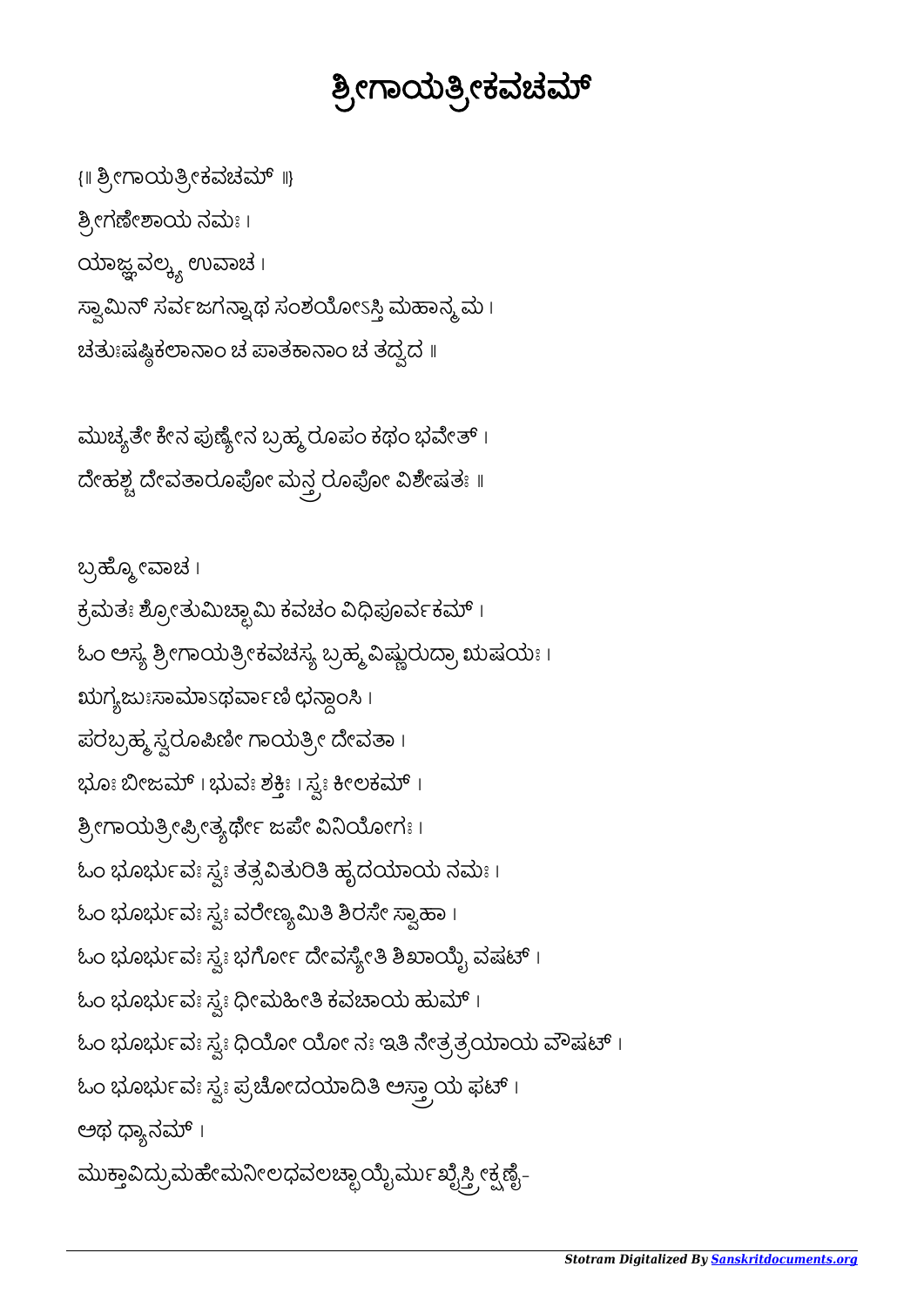# ಶ್ರೀಗಾಯತ್ರೀಕವಚಮ್

{॥ ಶ್ರೀಗಾಯತ್ರೀಕವಚಮ್ ॥}

ಶ್ರೀಗಣೇಶಾಯ ನಮಃ ।

ಯಾಜ್ಞವಲ್ಕ್ಯ ಉವಾಚ ।

ಸ್ವಾಮಿನ್ ಸರ್ವಜಗನ್ನಾಥ ಸಂಶಯೋಽಸ್ತಿ ಮಹಾನ್ಮಮ ।

ಚತುಃಷಷ್ಠಿಕಲಾನಾಂ ಚ ಪಾತಕಾನಾಂ ಚ ತದ್ವದ ॥

ಮುಚ್ಯತೇ ಕೇನ ಪುಣ್ಯೇನ ಬ್ರಹ್ಮರೂಪಂ ಕಥಂ ಭವೇತ್ ।

ದೇಹಶ್ಚ ದೇವತಾರೂಪೋ ಮನ್ತ್ರರೂಪೋ ವಿಶೇಷತಃ ॥

ಬ್ರಹ್ಮೋವಾಚ ।

ಕ್ರಮತಃ ಶ್ರೋತುಮಿಚ್ಛಾಮಿ ಕವಚಂ ವಿಧಿಪೂರ್ವಕಮ್ ।

ಓಂ ಅಸ್ಯ ಶ್ರೀಗಾಯತ್ರೀಕವಚಸ್ಯ ಬ್ರಹ್ಮವಿಷ್ಣುರುದ್ರಾ ಋಷಯಃ ।

ಋಗ್ಯಜುಃಸಾಮಾಽಥರ್ವಾಣಿ ಛನ್ದಾಂಸಿ ।

ಪರಬ್ರಹ್ಮಸ್ವರೂಪಿಣೀ ಗಾಯತ್ರೀ ದೇವತಾ ।

ಭೂಃ ಬೀಜಮ್ । ಭುವಃ ಶಕ್ತಿಃ । ಸ್ವಃ ಕೀಲಕಮ್ ।

ಶ್ರೀಗಾಯತ್ರೀಪ್ರೀತ್ಯರ್ಥೇ ಜಪೇ ವಿನಿಯೋಗಃ ।

ಓಂ ಭೂರ್ಭುವಃ ಸ್ವಃ ತತ್ಸವಿತುರಿತಿ ಹೃದಯಾಯ ನಮಃ ।

ಓಂ ಭೂರ್ಭುವಃ ಸ್ವಃ ವರೇಣ್ಯಮಿತಿ ಶಿರಸೇ ಸ್ವಾಹಾ ।

ಓಂ ಭೂರ್ಭುವಃ ಸ್ವಃ ಭರ್ಗೋ ದೇವಸ್ಯೇತಿ ಶಿಖಾಯೈ ವಷಟ್ ।

ಓಂ ಭೂರ್ಭುವಃ ಸ್ವಃ ಧೀಮಹೀತಿ ಕವಚಾಯ ಹುಮ್ ।

ಓಂ ಭೂರ್ಭುವಃ ಸ್ವಃ ಧಿಯೋ ಯೋ ನಃ ಇತಿ ನೇತ್ರತ್ರಯಾಯ ವೌಷಟ್ ।

ಓಂ ಭೂರ್ಭುವಃ ಸ್ವಃ ಪ್ರಚೋದಯಾದಿತಿ ಅಸ್ತ್ರಾಯ ಫಟ್ ।

ಅಥ ಧ್ಯಾನಮ್ ।

ಮುಕ್ತಾವಿದ್ರುಮಹೇಮನೀಲಧವಲಚ್ಛಾಯೈರ್ಮುಖೈಸ್ತ್ರೀಕ್ಷಣೈ-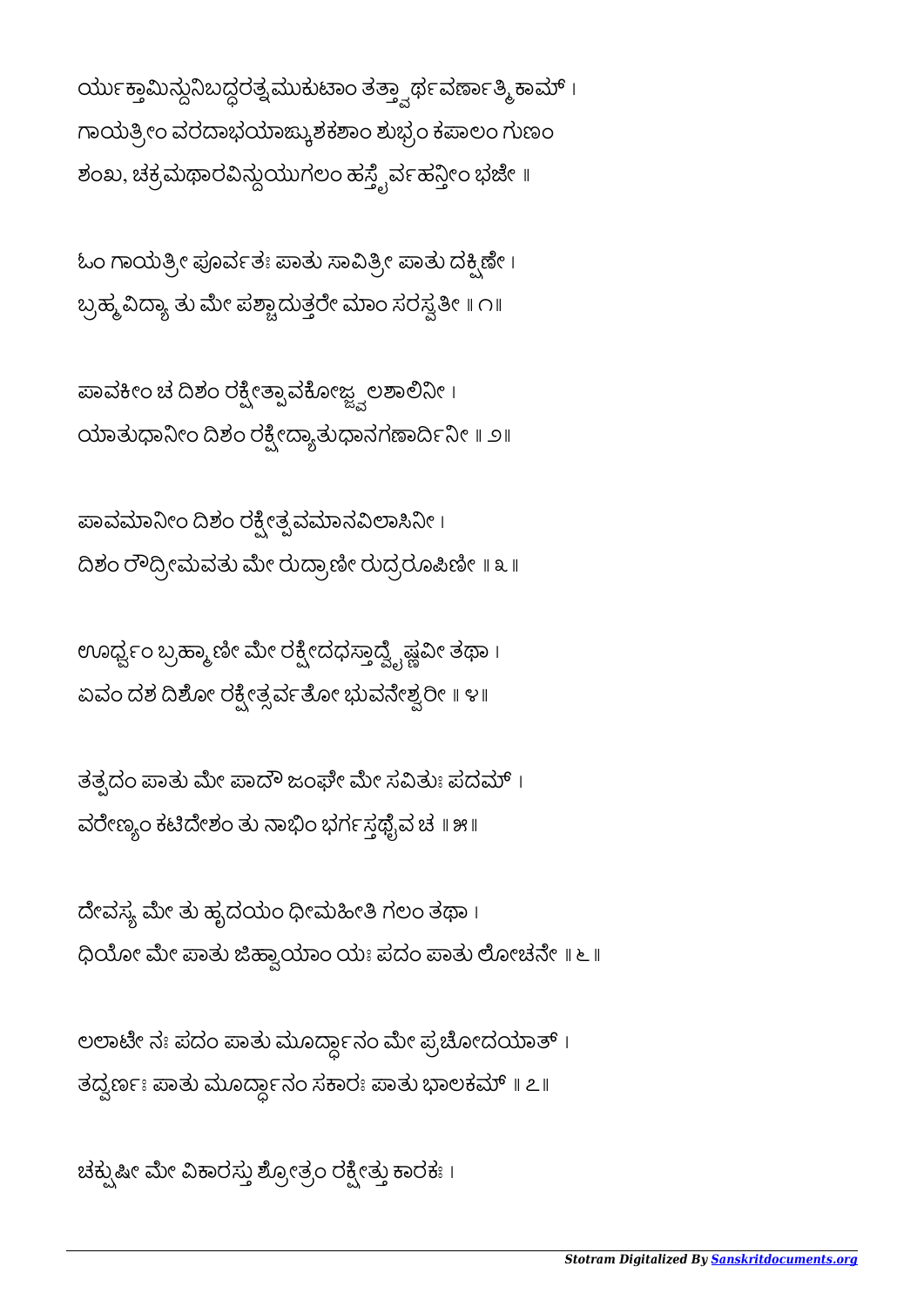ರ್ಯುಕ್ತಾಮಿನ್ದುನಿಬದ್ಧರತ್ನಮುಕುಟಾಂ ತತ್ತ್ವಾರ್ಥವರ್ಣಾತ್ಮಿಕಾಮ್ ।
ಗಾಯತ್ರೀಂ ವರದಾಭಯಾಙ್ಕುಶಕಶಾಂ ಶುಭ್ರಂ ಕಪಾಲಂ ಗುಣಂ
ಶಂಖ, ಚಕ್ರಮಥಾರವಿನ್ದುಯುಗಲಂ ಹಸ್ತೈರ್ವಹನ್ತೀಂ ಭಜೇ ॥

ಓಂ ಗಾಯತ್ರೀ ಪೂರ್ವತಃ ಪಾತು ಸಾವಿತ್ರೀ ಪಾತು ದಕ್ಷಿಣೇ ।
ಬ್ರಹ್ಮವಿದ್ಯಾ ತು ಮೇ ಪಶ್ಚಾದುತ್ತರೇ ಮಾಂ ಸರಸ್ವತೀ ॥ ೧॥

ಪಾವಕೀಂ ಚ ದಿಶಂ ರಕ್ಷೇತ್ಪಾವಕೋಜ್ಜ್ವಲಶಾಲಿನೀ ।
ಯಾತುಧಾನೀಂ ದಿಶಂ ರಕ್ಷೇದ್ಯಾತುಧಾನಗಣಾರ್ದಿನೀ ॥ ೨॥

ಪಾವಮಾನೀಂ ದಿಶಂ ರಕ್ಷೇತ್ಪವಮಾನವಿಲಾಸಿನೀ ।
ದಿಶಂ ರೌದ್ರೀಮವತು ಮೇ ರುದ್ರಾಣೀ ರುದ್ರರೂಪಿಣೀ ॥ ೩ ॥

ಊರ್ಧ್ವಂ ಬ್ರಹ್ಮಾಣೀ ಮೇ ರಕ್ಷೇದಧಸ್ತಾದ್ವೈಷ್ಣವೀ ತಥಾ ।
ಏವಂ ದಶ ದಿಶೋ ರಕ್ಷೇತ್ಸರ್ವತೋ ಭುವನೇಶ್ವರೀ ॥ ೪॥

ತತ್ಪದಂ ಪಾತು ಮೇ ಪಾದೌ ಜಂಘೇ ಮೇ ಸವಿತುಃ ಪದಮ್ ।
ವರೇಣ್ಯಂ ಕಟಿದೇಶಂ ತು ನಾಭಿಂ ಭರ್ಗಸ್ತಥೈವ ಚ ॥ ೫॥

ದೇವಸ್ಯ ಮೇ ತು ಹೃದಯಂ ಧೀಮಹೀತಿ ಗಲಂ ತಥಾ ।
ಧಿಯೋ ಮೇ ಪಾತು ಜಿಹ್ವಾಯಾಂ ಯಃ ಪದಂ ಪಾತು ಲೋಚನೇ ॥ ೬ ॥

ಲಲಾಟೇ ನಃ ಪದಂ ಪಾತು ಮೂರ್ಧಾನಂ ಮೇ ಪ್ರಚೋದಯಾತ್ ।
ತದ್ವರ್ಣಃ ಪಾತು ಮೂರ್ಧಾನಂ ಸಕಾರಃ ಪಾತು ಭಾಲಕಮ್ ॥ ೭॥

ಚಕ್ಷುಷೀ ಮೇ ವಿಕಾರಸ್ತು ಶ್ರೋತ್ರಂ ರಕ್ಷೇತ್ತು ಕಾರಕಃ ।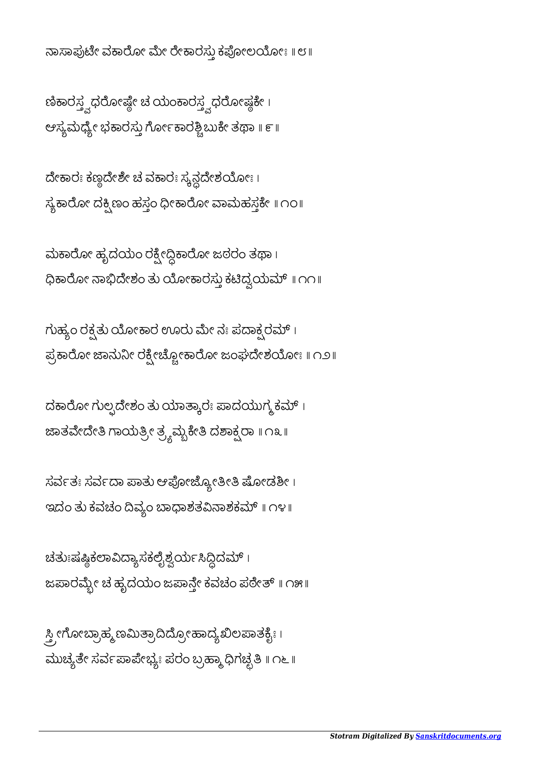ನಾಸಾಪುಟೇ ವಕಾರೋ ಮೇ ರೇಕಾರಸ್ತು ಕಪೋಲಯೋಃ ॥ ೮॥

ಣಿಕಾರಸ್ತ್ವಧರೋಷ್ಠೇ ಚ ಯಂಕಾರಸ್ತ್ವಧರೋಷ್ಠಕೇ ।
ಆಸ್ಯಮಧ್ಯೇ ಭಕಾರಸ್ತು ಗೋಽಕಾರಶ್ಚಿಬುಕೇ ತಥಾ ॥ ೯॥

ದೇಕಾರಃ ಕಣ್ಠದೇಶೇ ಚ ವಕಾರಃ ಸ್ಕನ್ಧದೇಶಯೋಃ ।
ಸ್ಯಕಾರೋ ದಕ್ಷಿಣಂ ಹಸ್ತಂ ಧೀಕಾರೋ ವಾಮಹಸ್ತಕೇ ॥ ೧೦॥

ಮಕಾರೋ ಹೃದಯಂ ರಕ್ಷೇದ್ಧಿಕಾರೋ ಜಠರಂ ತಥಾ ।
ಧಿಕಾರೋ ನಾಭಿದೇಶಂ ತು ಯೋಕಾರಸ್ತು ಕಟಿದ್ವಯಮ್ ॥ ೧೧॥

ಗುಹ್ಯಂ ರಕ್ಷತು ಯೋಕಾರ ಊರು ಮೇ ನಃ ಪದಾಕ್ಷರಮ್ ।
ಪ್ರಕಾರೋ ಜಾನುನೀ ರಕ್ಷೇಚ್ಚೋಕಾರೋ ಜಂಘದೇಶಯೋಃ ॥ ೧೨॥

ದಕಾರೋ ಗುಲ್ಫದೇಶಂ ತು ಯಾತ್ಕಾರಃ ಪಾದಯುಗ್ಮಕಮ್ ।
ಜಾತವೇದೇತಿ ಗಾಯತ್ರೀ ತ್ರ್ಯಮ್ಬಕೇತಿ ದಶಾಕ್ಷರಾ ॥ ೧೩॥

ಸರ್ವತಃ ಸರ್ವದಾ ಪಾತು ಆಪೋಜ್ಯೋತೀತಿ ಷೋಡಶೀ ।
ಇದಂ ತು ಕವಚಂ ದಿವ್ಯಂ ಬಾಧಾಶತವಿನಾಶಕಮ್ ॥ ೧೪॥

ಚತುಃಷಷ್ಠಿಕಲಾವಿದ್ಯಾಸಕಲೈಶ್ವರ್ಯಸಿದ್ಧಿದಮ್ ।
ಜಪಾರಮ್ಭೇ ಚ ಹೃದಯಂ ಜಪಾನ್ತೇ ಕವಚಂ ಪಠೇತ್ ॥ ೧೫॥

ಸ್ತ್ರೀಗೋಬ್ರಾಹ್ಮಣಮಿತ್ರಾದಿದ್ರೋಹಾದ್ಯಖಿಲಪಾತಕೈಃ ।
ಮುಚ್ಯತೇ ಸರ್ವಪಾಪೇಭ್ಯಃ ಪರಂ ಬ್ರಹ್ಮಾಧಿಗಚ್ಛತಿ ॥ ೧೬॥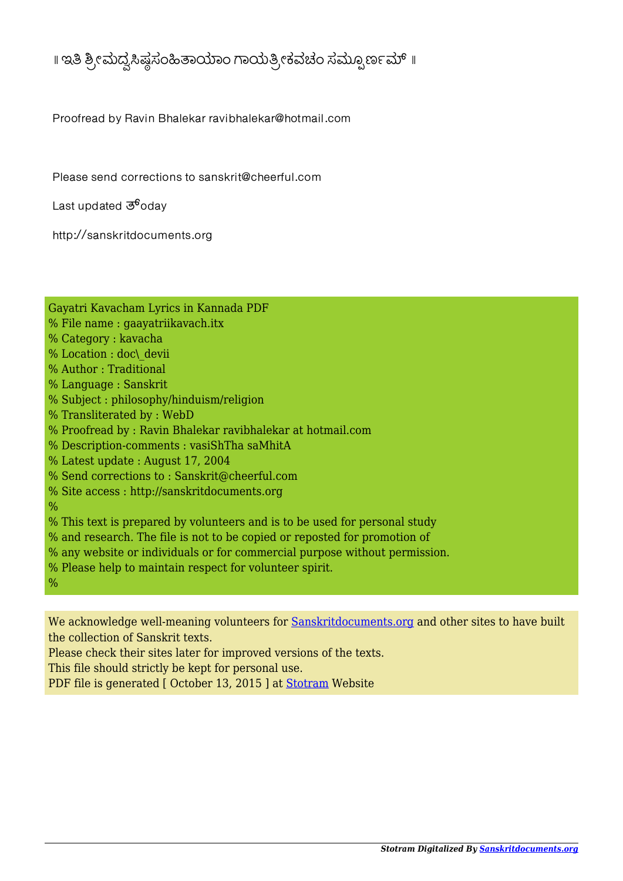॥ ಇತಿ ಶ್ರೀಮದ್ವಸಿಷ್ಠಸಂಹಿತಾಯಾಂ ಗಾಯತ್ರೀಕವಚಂ ಸಮ್ಪೂರ್ಣಮ್ ॥

Proofread by Ravin Bhalekar ravibhalekar@hotmail.com

Please send corrections to sanskrit@cheerful.com

Last updated ತ್oday

http://sanskritdocuments.org

Gayatri Kavacham Lyrics in Kannada PDF
% File name : gaayatriikavach.itx
% Category : kavacha
% Location : doc\_devii
% Author : Traditional
% Language : Sanskrit
% Subject : philosophy/hinduism/religion
% Transliterated by : WebD
% Proofread by : Ravin Bhalekar ravibhalekar at hotmail.com
% Description-comments : vasiShTha saMhitA
% Latest update : August 17, 2004
% Send corrections to : Sanskrit@cheerful.com
% Site access : http://sanskritdocuments.org
%
% This text is prepared by volunteers and is to be used for personal study
% and research. The file is not to be copied or reposted for promotion of
% any website or individuals or for commercial purpose without permission.
% Please help to maintain respect for volunteer spirit.
%

We acknowledge well-meaning volunteers for Sanskritdocuments.org and other sites to have built the collection of Sanskrit texts.
Please check their sites later for improved versions of the texts.
This file should strictly be kept for personal use.
PDF file is generated [ October 13, 2015 ] at Stotram Website